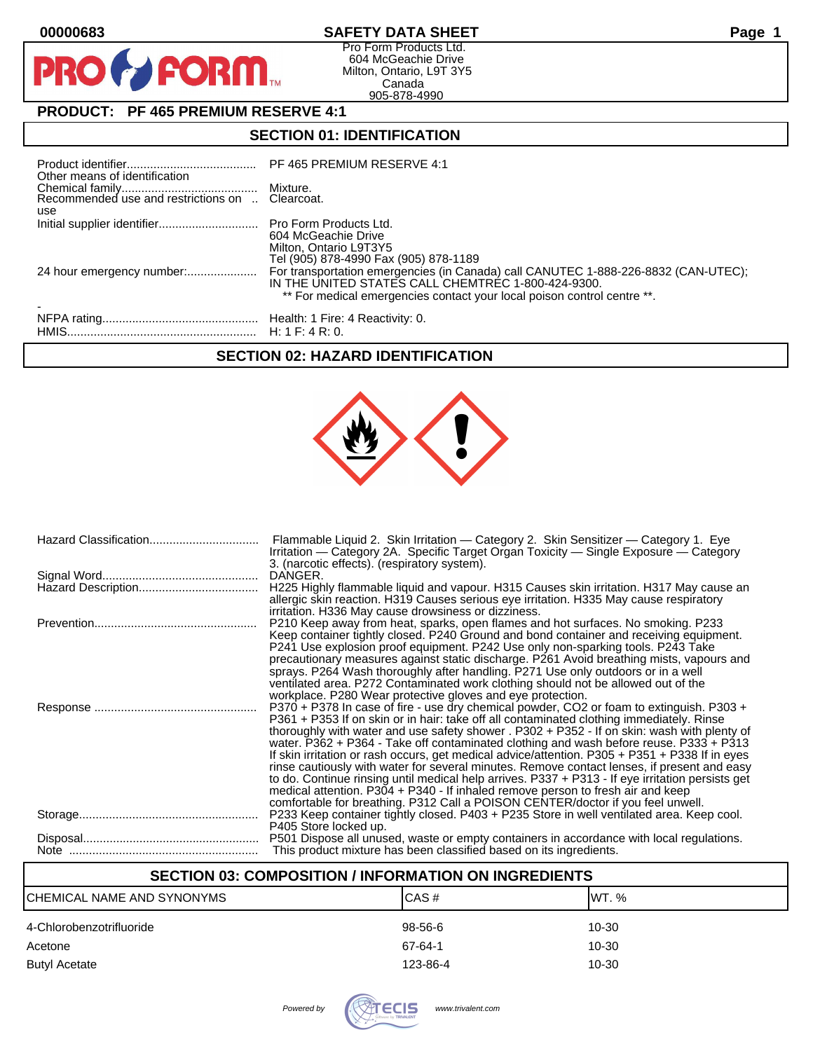00000683 **SAFETY DATA SHEET**

Pro Form Products Ltd.
604 McGeachie Drive
Milton, Ontario, L9T 3Y5
Canada
905-878-4990

## PRODUCT: PF 465 PREMIUM RESERVE 4:1

## SECTION 01: IDENTIFICATION

| | |
|---|---|
| Product identifier | PF 465 PREMIUM RESERVE 4:1 |
| Other means of identification | |
| Chemical family | Mixture. |
| Recommended use and restrictions on use | Clearcoat. |
| Initial supplier identifier | Pro Form Products Ltd.<br>604 McGeachie Drive<br>Milton, Ontario L9T3Y5<br>Tel (905) 878-4990 Fax (905) 878-1189 |
| 24 hour emergency number: | For transportation emergencies (in Canada) call CANUTEC 1-888-226-8832 (CAN-UTEC); IN THE UNITED STATES CALL CHEMTREC 1-800-424-9300.<br>** For medical emergencies contact your local poison control centre **. |
| - | |
| NFPA rating | Health: 1 Fire: 4 Reactivity: 0. |
| HMIS | H: 1 F: 4 R: 0. |

## SECTION 02: HAZARD IDENTIFICATION

| | |
|---|---|
| Hazard Classification | Flammable Liquid 2. Skin Irritation — Category 2. Skin Sensitizer — Category 1. Eye Irritation — Category 2A. Specific Target Organ Toxicity — Single Exposure — Category 3. (narcotic effects). (respiratory system). |
| Signal Word | DANGER. |
| Hazard Description | H225 Highly flammable liquid and vapour. H315 Causes skin irritation. H317 May cause an allergic skin reaction. H319 Causes serious eye irritation. H335 May cause respiratory irritation. H336 May cause drowsiness or dizziness. |
| Prevention | P210 Keep away from heat, sparks, open flames and hot surfaces. No smoking. P233 Keep container tightly closed. P240 Ground and bond container and receiving equipment. P241 Use explosion proof equipment. P242 Use only non-sparking tools. P243 Take precautionary measures against static discharge. P261 Avoid breathing mists, vapours and sprays. P264 Wash thoroughly after handling. P271 Use only outdoors or in a well ventilated area. P272 Contaminated work clothing should not be allowed out of the workplace. P280 Wear protective gloves and eye protection. |
| Response | P370 + P378 In case of fire - use dry chemical powder, CO2 or foam to extinguish. P303 + P361 + P353 If on skin or in hair: take off all contaminated clothing immediately. Rinse thoroughly with water and use safety shower . P302 + P352 - If on skin: wash with plenty of water. P362 + P364 - Take off contaminated clothing and wash before reuse. P333 + P313 If skin irritation or rash occurs, get medical advice/attention. P305 + P351 + P338 If in eyes rinse cautiously with water for several minutes. Remove contact lenses, if present and easy to do. Continue rinsing until medical help arrives. P337 + P313 - If eye irritation persists get medical attention. P304 + P340 - If inhaled remove person to fresh air and keep comfortable for breathing. P312 Call a POISON CENTER/doctor if you feel unwell. |
| Storage | P233 Keep container tightly closed. P403 + P235 Store in well ventilated area. Keep cool. P405 Store locked up. |
| Disposal | P501 Dispose all unused, waste or empty containers in accordance with local regulations. |
| Note | This product mixture has been classified based on its ingredients. |

## SECTION 03: COMPOSITION / INFORMATION ON INGREDIENTS

| CHEMICAL NAME AND SYNONYMS | CAS # | WT. % |
|---|---|---|
| 4-Chlorobenzotrifluoride | 98-56-6 | 10-30 |
| Acetone | 67-64-1 | 10-30 |
| Butyl Acetate | 123-86-4 | 10-30 |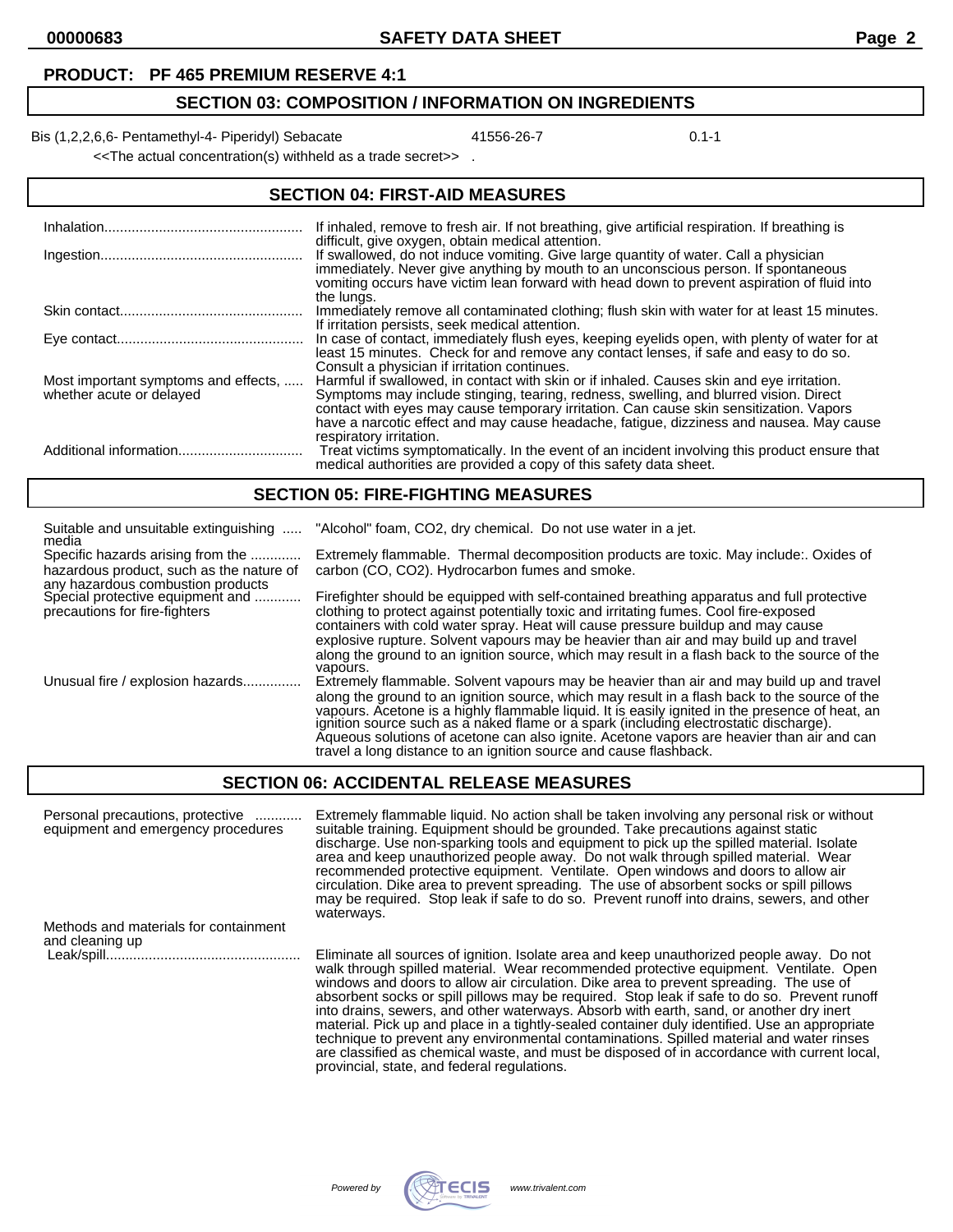**PRODUCT: PF 465 PREMIUM RESERVE 4:1**

## SECTION 03: COMPOSITION / INFORMATION ON INGREDIENTS

| | | |
|---|---|---|
| Bis (1,2,2,6,6- Pentamethyl-4- Piperidyl) Sebacate | 41556-26-7 | 0.1-1 |

<<The actual concentration(s) withheld as a trade secret>> .

## SECTION 04: FIRST-AID MEASURES

| | |
|---|---|
| Inhalation | If inhaled, remove to fresh air. If not breathing, give artificial respiration. If breathing is difficult, give oxygen, obtain medical attention. |
| Ingestion | If swallowed, do not induce vomiting. Give large quantity of water. Call a physician immediately. Never give anything by mouth to an unconscious person. If spontaneous vomiting occurs have victim lean forward with head down to prevent aspiration of fluid into the lungs. |
| Skin contact | Immediately remove all contaminated clothing; flush skin with water for at least 15 minutes. If irritation persists, seek medical attention. |
| Eye contact | In case of contact, immediately flush eyes, keeping eyelids open, with plenty of water for at least 15 minutes. Check for and remove any contact lenses, if safe and easy to do so. Consult a physician if irritation continues. |
| Most important symptoms and effects, whether acute or delayed | Harmful if swallowed, in contact with skin or if inhaled. Causes skin and eye irritation. Symptoms may include stinging, tearing, redness, swelling, and blurred vision. Direct contact with eyes may cause temporary irritation. Can cause skin sensitization. Vapors have a narcotic effect and may cause headache, fatigue, dizziness and nausea. May cause respiratory irritation. |
| Additional information | Treat victims symptomatically. In the event of an incident involving this product ensure that medical authorities are provided a copy of this safety data sheet. |

## SECTION 05: FIRE-FIGHTING MEASURES

| | |
|---|---|
| Suitable and unsuitable extinguishing media | "Alcohol" foam, $CO_2$, dry chemical. Do not use water in a jet. |
| Specific hazards arising from the hazardous product, such as the nature of any hazardous combustion products | Extremely flammable. Thermal decomposition products are toxic. May include:. Oxides of carbon (CO, $CO_2$). Hydrocarbon fumes and smoke. |
| Special protective equipment and precautions for fire-fighters | Firefighter should be equipped with self-contained breathing apparatus and full protective clothing to protect against potentially toxic and irritating fumes. Cool fire-exposed containers with cold water spray. Heat will cause pressure buildup and may cause explosive rupture. Solvent vapours may be heavier than air and may build up and travel along the ground to an ignition source, which may result in a flash back to the source of the vapours. |
| Unusual fire / explosion hazards | Extremely flammable. Solvent vapours may be heavier than air and may build up and travel along the ground to an ignition source, which may result in a flash back to the source of the vapours. Acetone is a highly flammable liquid. It is easily ignited in the presence of heat, an ignition source such as a naked flame or a spark (including electrostatic discharge). Aqueous solutions of acetone can also ignite. Acetone vapors are heavier than air and can travel a long distance to an ignition source and cause flashback. |

## SECTION 06: ACCIDENTAL RELEASE MEASURES

| | |
|---|---|
| Personal precautions, protective equipment and emergency procedures | Extremely flammable liquid. No action shall be taken involving any personal risk or without suitable training. Equipment should be grounded. Take precautions against static discharge. Use non-sparking tools and equipment to pick up the spilled material. Isolate area and keep unauthorized people away. Do not walk through spilled material. Wear recommended protective equipment. Ventilate. Open windows and doors to allow air circulation. Dike area to prevent spreading. The use of absorbent socks or spill pillows may be required. Stop leak if safe to do so. Prevent runoff into drains, sewers, and other waterways. |
| Methods and materials for containment and cleaning up | |
| Leak/spill | Eliminate all sources of ignition. Isolate area and keep unauthorized people away. Do not walk through spilled material. Wear recommended protective equipment. Ventilate. Open windows and doors to allow air circulation. Dike area to prevent spreading. The use of absorbent socks or spill pillows may be required. Stop leak if safe to do so. Prevent runoff into drains, sewers, and other waterways. Absorb with earth, sand, or another dry inert material. Pick up and place in a tightly-sealed container duly identified. Use an appropriate technique to prevent any environmental contaminations. Spilled material and water rinses are classified as chemical waste, and must be disposed of in accordance with current local, provincial, state, and federal regulations. |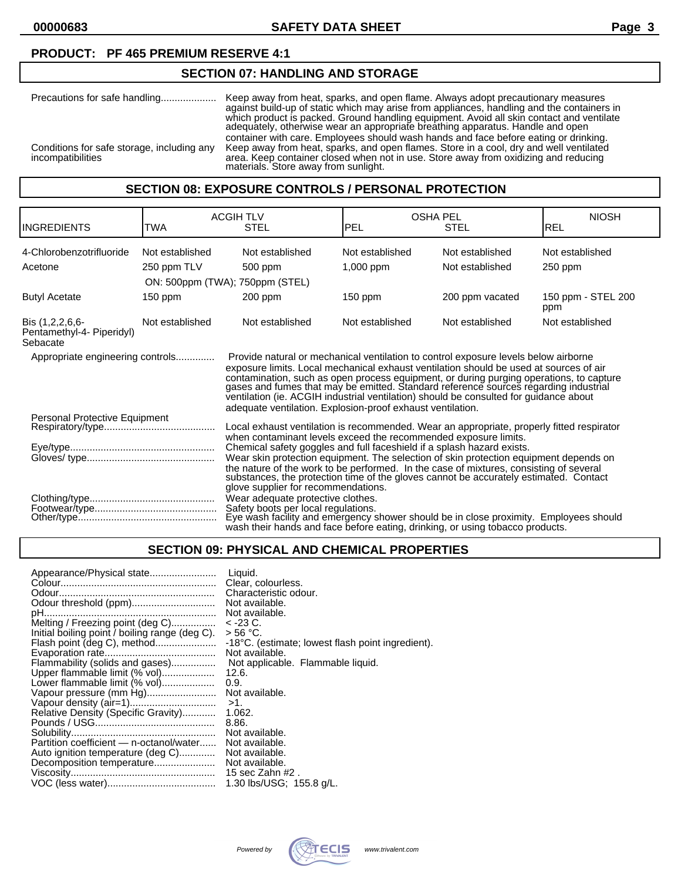**PRODUCT: PF 465 PREMIUM RESERVE 4:1**

## SECTION 07: HANDLING AND STORAGE

Precautions for safe handling.................... Keep away from heat, sparks, and open flame. Always adopt precautionary measures against build-up of static which may arise from appliances, handling and the containers in which product is packed. Ground handling equipment. Avoid all skin contact and ventilate adequately, otherwise wear an appropriate breathing apparatus. Handle and open container with care. Employees should wash hands and face before eating or drinking.

Conditions for safe storage, including any incompatibilities: Keep away from heat, sparks, and open flames. Store in a cool, dry and well ventilated area. Keep container closed when not in use. Store away from oxidizing and reducing materials. Store away from sunlight.

## SECTION 08: EXPOSURE CONTROLS / PERSONAL PROTECTION

| INGREDIENTS | ACGIH TLV TWA | ACGIH TLV STEL | OSHA PEL PEL | OSHA PEL STEL | NIOSH REL |
|---|---|---|---|---|---|
| 4-Chlorobenzotrifluoride | Not established | Not established | Not established | Not established | Not established |
| Acetone | 250 ppm TLV | 500 ppm | 1,000 ppm | Not established | 250 ppm |
| | ON: 500ppm (TWA); 750ppm (STEL) | | | | |
| Butyl Acetate | 150 ppm | 200 ppm | 150 ppm | 200 ppm vacated | 150 ppm - STEL 200 ppm |
| Bis (1,2,2,6,6-Pentamethyl-4- Piperidyl) Sebacate | Not established | Not established | Not established | Not established | Not established |

Appropriate engineering controls.............. Provide natural or mechanical ventilation to control exposure levels below airborne exposure limits. Local mechanical exhaust ventilation should be used at sources of air contamination, such as open process equipment, or during purging operations, to capture gases and fumes that may be emitted. Standard reference sources regarding industrial ventilation (ie. ACGIH industrial ventilation) should be consulted for guidance about adequate ventilation. Explosion-proof exhaust ventilation.

Personal Protective Equipment

Respiratory/type........................................ Local exhaust ventilation is recommended. Wear an appropriate, properly fitted respirator when contaminant levels exceed the recommended exposure limits.

Eye/type.................................................... Chemical safety goggles and full faceshield if a splash hazard exists.

Gloves/ type.............................................. Wear skin protection equipment. The selection of skin protection equipment depends on the nature of the work to be performed. In the case of mixtures, consisting of several substances, the protection time of the gloves cannot be accurately estimated. Contact glove supplier for recommendations.

Clothing/type............................................. Wear adequate protective clothes.

Footwear/type............................................ Safety boots per local regulations.

Other/type.................................................. Eye wash facility and emergency shower should be in close proximity. Employees should wash their hands and face before eating, drinking, or using tobacco products.

## SECTION 09: PHYSICAL AND CHEMICAL PROPERTIES

Appearance/Physical state........................ Liquid.
Colour........................................................ Clear, colourless.
Odour......................................................... Characteristic odour.
Odour threshold (ppm).............................. Not available.
pH.............................................................. Not available.
Melting / Freezing point (deg C)................ < -23 C.
Initial boiling point / boiling range (deg C). > 56 °C.
Flash point (deg C), method...................... -18°C. (estimate; lowest flash point ingredient).
Evaporation rate........................................ Not available.
Flammability (solids and gases)................ Not applicable. Flammable liquid.
Upper flammable limit (% vol)................... 12.6.
Lower flammable limit (% vol)................... 0.9.
Vapour pressure (mm Hg)......................... Not available.
Vapour density (air=1)............................... >1.
Relative Density (Specific Gravity)............ 1.062.
Pounds / USG........................................... 8.86.
Solubility.................................................... Not available.
Partition coefficient — n-octanol/water...... Not available.
Auto ignition temperature (deg C)............. Not available.
Decomposition temperature...................... Not available.
Viscosity.................................................... 15 sec Zahn #2 .
VOC (less water)....................................... 1.30 lbs/USG; 155.8 g/L.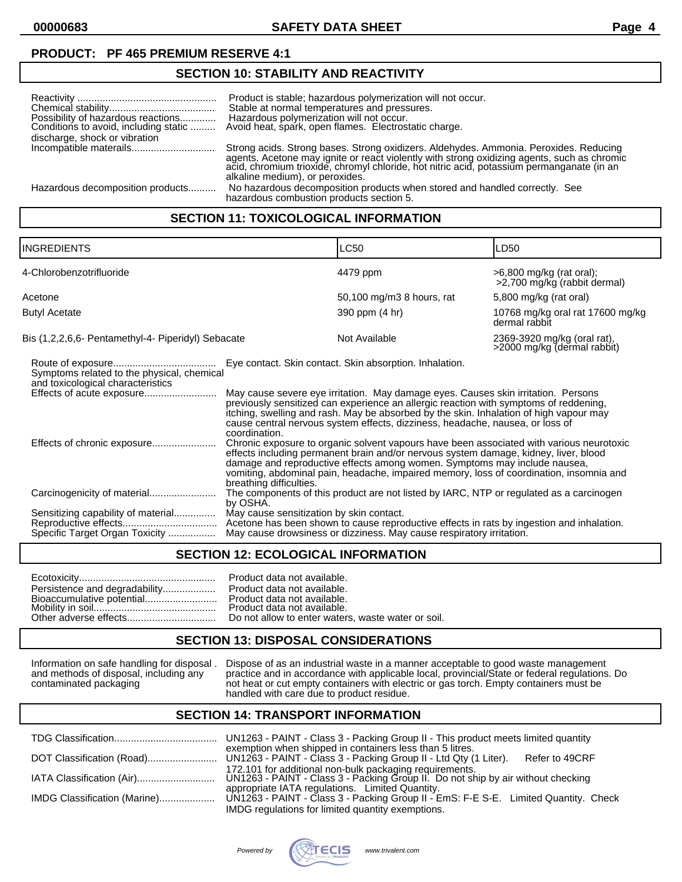**PRODUCT: PF 465 PREMIUM RESERVE 4:1**

## SECTION 10: STABILITY AND REACTIVITY

Reactivity .................................................. Product is stable; hazardous polymerization will not occur.

Chemical stability...................................... Stable at normal temperatures and pressures.

Possibility of hazardous reactions............. Hazardous polymerization will not occur.

Conditions to avoid, including static ......... discharge, shock or vibration Avoid heat, spark, open flames. Electrostatic charge.

Incompatible materails............................. Strong acids. Strong bases. Strong oxidizers. Aldehydes. Ammonia. Peroxides. Reducing agents. Acetone may ignite or react violently with strong oxidizing agents, such as chromic acid, chromium trioxide, chromyl chloride, hot nitric acid, potassium permanganate (in an alkaline medium), or peroxides.

Hazardous decomposition products.......... No hazardous decomposition products when stored and handled correctly. See hazardous combustion products section 5.

## SECTION 11: TOXICOLOGICAL INFORMATION

| INGREDIENTS | LC50 | LD50 |
|---|---|---|
| 4-Chlorobenzotrifluoride | 4479 ppm | >6,800 mg/kg (rat oral); >2,700 mg/kg (rabbit dermal) |
| Acetone | 50,100 mg/m3 8 hours, rat | 5,800 mg/kg (rat oral) |
| Butyl Acetate | 390 ppm (4 hr) | 10768 mg/kg oral rat 17600 mg/kg dermal rabbit |
| Bis (1,2,2,6,6- Pentamethyl-4- Piperidyl) Sebacate | Not Available | 2369-3920 mg/kg (oral rat), >2000 mg/kg (dermal rabbit) |

Route of exposure..................................... Eye contact. Skin contact. Skin absorption. Inhalation.

Symptoms related to the physical, chemical and toxicological characteristics

Effects of acute exposure.......................... May cause severe eye irritation. May damage eyes. Causes skin irritation. Persons previously sensitized can experience an allergic reaction with symptoms of reddening, itching, swelling and rash. May be absorbed by the skin. Inhalation of high vapour may cause central nervous system effects, dizziness, headache, nausea, or loss of coordination.

Effects of chronic exposure....................... Chronic exposure to organic solvent vapours have been associated with various neurotoxic effects including permanent brain and/or nervous system damage, kidney, liver, blood damage and reproductive effects among women. Symptoms may include nausea, vomiting, abdominal pain, headache, impaired memory, loss of coordination, insomnia and breathing difficulties.

Carcinogenicity of material........................ The components of this product are not listed by IARC, NTP or regulated as a carcinogen by OSHA.

Sensitizing capability of material............... May cause sensitization by skin contact.

Reproductive effects.................................. Acetone has been shown to cause reproductive effects in rats by ingestion and inhalation.

Specific Target Organ Toxicity ................. May cause drowsiness or dizziness. May cause respiratory irritation.

## SECTION 12: ECOLOGICAL INFORMATION

Ecotoxicity................................................. Product data not available.

Persistence and degradability................... Product data not available.

Bioaccumulative potential.......................... Product data not available.

Mobility in soil............................................ Product data not available.

Other adverse effects................................ Do not allow to enter waters, waste water or soil.

## SECTION 13: DISPOSAL CONSIDERATIONS

Information on safe handling for disposal . and methods of disposal, including any contaminated packaging Dispose of as an industrial waste in a manner acceptable to good waste management practice and in accordance with applicable local, provincial/State or federal regulations. Do not heat or cut empty containers with electric or gas torch. Empty containers must be handled with care due to product residue.

## SECTION 14: TRANSPORT INFORMATION

TDG Classification..................................... UN1263 - PAINT - Class 3 - Packing Group II - This product meets limited quantity exemption when shipped in containers less than 5 litres.

DOT Classification (Road)......................... UN1263 - PAINT - Class 3 - Packing Group II - Ltd Qty (1 Liter). Refer to 49CRF 172.101 for additional non-bulk packaging requirements.

IATA Classification (Air)............................ UN1263 - PAINT - Class 3 - Packing Group II. Do not ship by air without checking appropriate IATA regulations. Limited Quantity.

IMDG Classification (Marine).................... UN1263 - PAINT - Class 3 - Packing Group II - EmS: F-E S-E. Limited Quantity. Check IMDG regulations for limited quantity exemptions.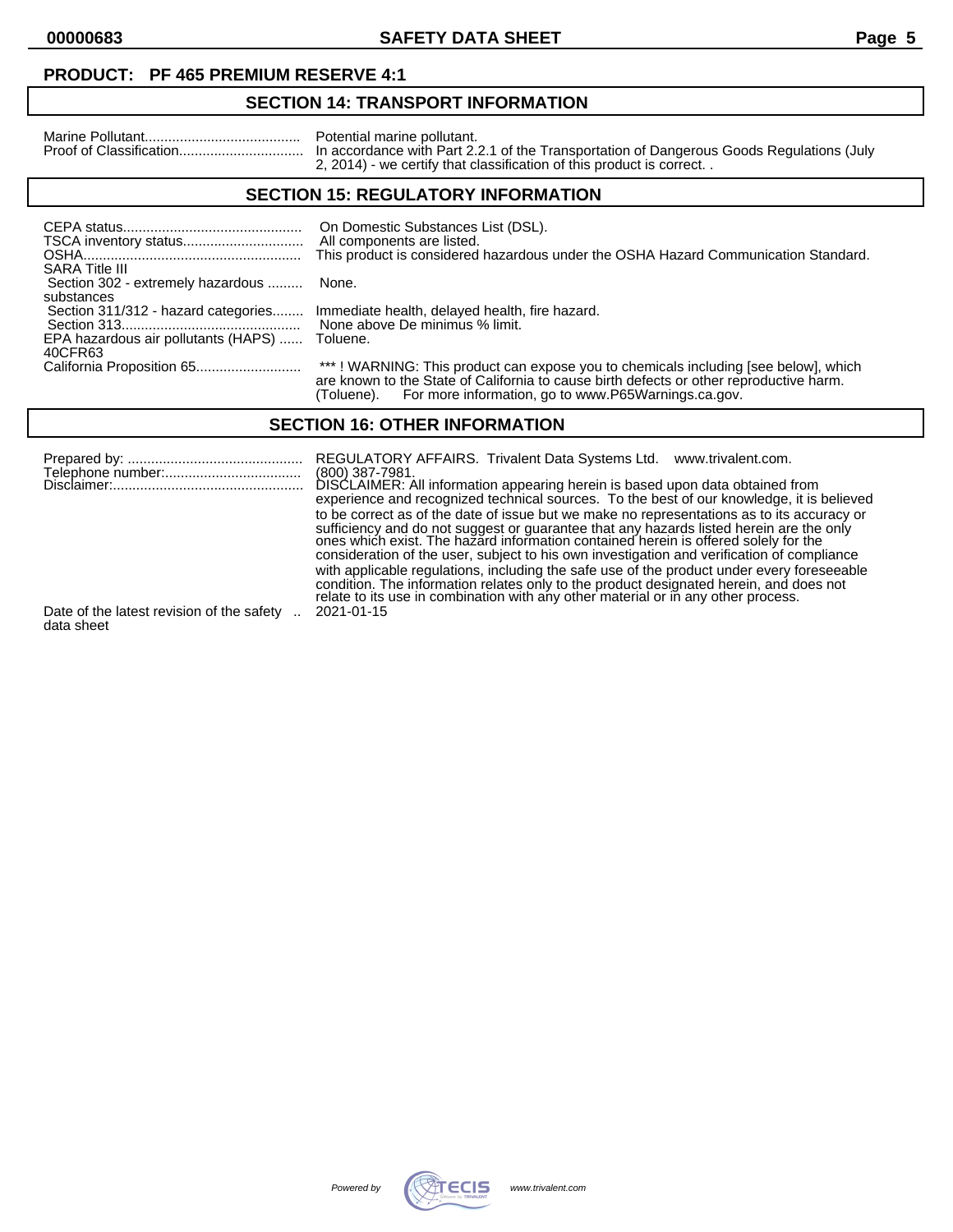**PRODUCT: PF 465 PREMIUM RESERVE 4:1**

## SECTION 14: TRANSPORT INFORMATION

| | |
|---|---|
| Marine Pollutant | Potential marine pollutant. |
| Proof of Classification | In accordance with Part 2.2.1 of the Transportation of Dangerous Goods Regulations (July 2, 2014) - we certify that classification of this product is correct. . |

## SECTION 15: REGULATORY INFORMATION

| | |
|---|---|
| CEPA status | On Domestic Substances List (DSL). |
| TSCA inventory status | All components are listed. |
| OSHA | This product is considered hazardous under the OSHA Hazard Communication Standard. |
| SARA Title III | |
| Section 302 - extremely hazardous substances | None. |
| Section 311/312 - hazard categories | Immediate health, delayed health, fire hazard. |
| Section 313 | None above De minimus % limit. |
| EPA hazardous air pollutants (HAPS) 40CFR63 | Toluene. |
| California Proposition 65 | *** ! WARNING: This product can expose you to chemicals including [see below], which are known to the State of California to cause birth defects or other reproductive harm. (Toluene). For more information, go to www.P65Warnings.ca.gov. |

## SECTION 16: OTHER INFORMATION

| | |
|---|---|
| Prepared by: | REGULATORY AFFAIRS. Trivalent Data Systems Ltd. www.trivalent.com. |
| Telephone number: | (800) 387-7981. |
| Disclaimer: | DISCLAIMER: All information appearing herein is based upon data obtained from experience and recognized technical sources. To the best of our knowledge, it is believed to be correct as of the date of issue but we make no representations as to its accuracy or sufficiency and do not suggest or guarantee that any hazards listed herein are the only ones which exist. The hazard information contained herein is offered solely for the consideration of the user, subject to his own investigation and verification of compliance with applicable regulations, including the safe use of the product under every foreseeable condition. The information relates only to the product designated herein, and does not relate to its use in combination with any other material or in any other process. |
| Date of the latest revision of the safety data sheet | 2021-01-15 |